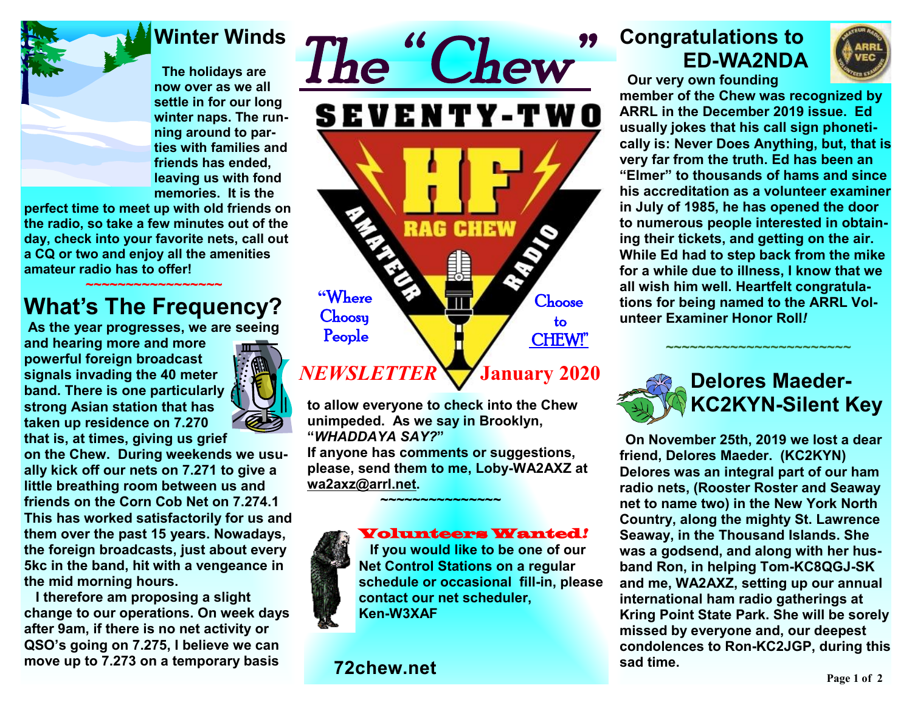# The "Chew"

SEVENTY-TWO

HF RAG CHEW AMATEUR RADIO

"Where Choosy People Choose to CHEW!"

*NEWSLETTER* **January 2020**

## Winter Winds

**The holidays are now over as we all settle in for our long winter naps. The running around to parties with families and friends has ended, leaving us with fond memories. It is the perfect time to meet up with old friends on the radio, so take a few minutes out of the day, check into your favorite nets, call out a CQ or two and enjoy all the amenities amateur radio has to offer!**

~~~~~~~~~~~~~~~~~~

## What's The Frequency?

**As the year progresses, we are seeing and hearing more and more powerful foreign broadcast signals invading the 40 meter band. There is one particularly strong Asian station that has taken up residence on 7.270 that is, at times, giving us grief on the Chew. During weekends we usually kick off our nets on 7.271 to give a little breathing room between us and friends on the Corn Cob Net on 7.274.1 This has worked satisfactorily for us and them over the past 15 years. Nowadays, the foreign broadcasts, just about every 5kc in the band, hit with a vengeance in the mid morning hours.**

**I therefore am proposing a slight change to our operations. On week days after 9am, if there is no net activity or QSO's going on 7.275, I believe we can move up to 7.273 on a temporary basis to allow everyone to check into the Chew unimpeded. As we say in Brooklyn, "*WHADDAYA SAY?*"**

**If anyone has comments or suggestions, please, send them to me, Loby-WA2AXZ at wa2axz@arrl.net.**

~~~~~~~~~~~~~~~

## Volunteers Wanted!

**If you would like to be one of our Net Control Stations on a regular schedule or occasional fill-in, please contact our net scheduler, Ken-W3XAF**

**72chew.net**

## Congratulations to ED-WA2NDA

**Our very own founding member of the Chew was recognized by ARRL in the December 2019 issue. Ed usually jokes that his call sign phonetically is: Never Does Anything, but, that is very far from the truth. Ed has been an "Elmer" to thousands of hams and since his accreditation as a volunteer examiner in July of 1985, he has opened the door to numerous people interested in obtaining their tickets, and getting on the air. While Ed had to step back from the mike for a while due to illness, I know that we all wish him well. Heartfelt congratulations for being named to the ARRL Volunteer Examiner Honor Roll*!***

~~~~~~~~~~~~~~~~~~~~~~~~

## Delores Maeder-KC2KYN-Silent Key

**On November 25th, 2019 we lost a dear friend, Delores Maeder. (KC2KYN) Delores was an integral part of our ham radio nets, (Rooster Roster and Seaway net to name two) in the New York North Country, along the mighty St. Lawrence Seaway, in the Thousand Islands. She was a godsend, and along with her husband Ron, in helping Tom-KC8QGJ-SK and me, WA2AXZ, setting up our annual international ham radio gatherings at Kring Point State Park. She will be sorely missed by everyone and, our deepest condolences to Ron-KC2JGP, during this sad time.**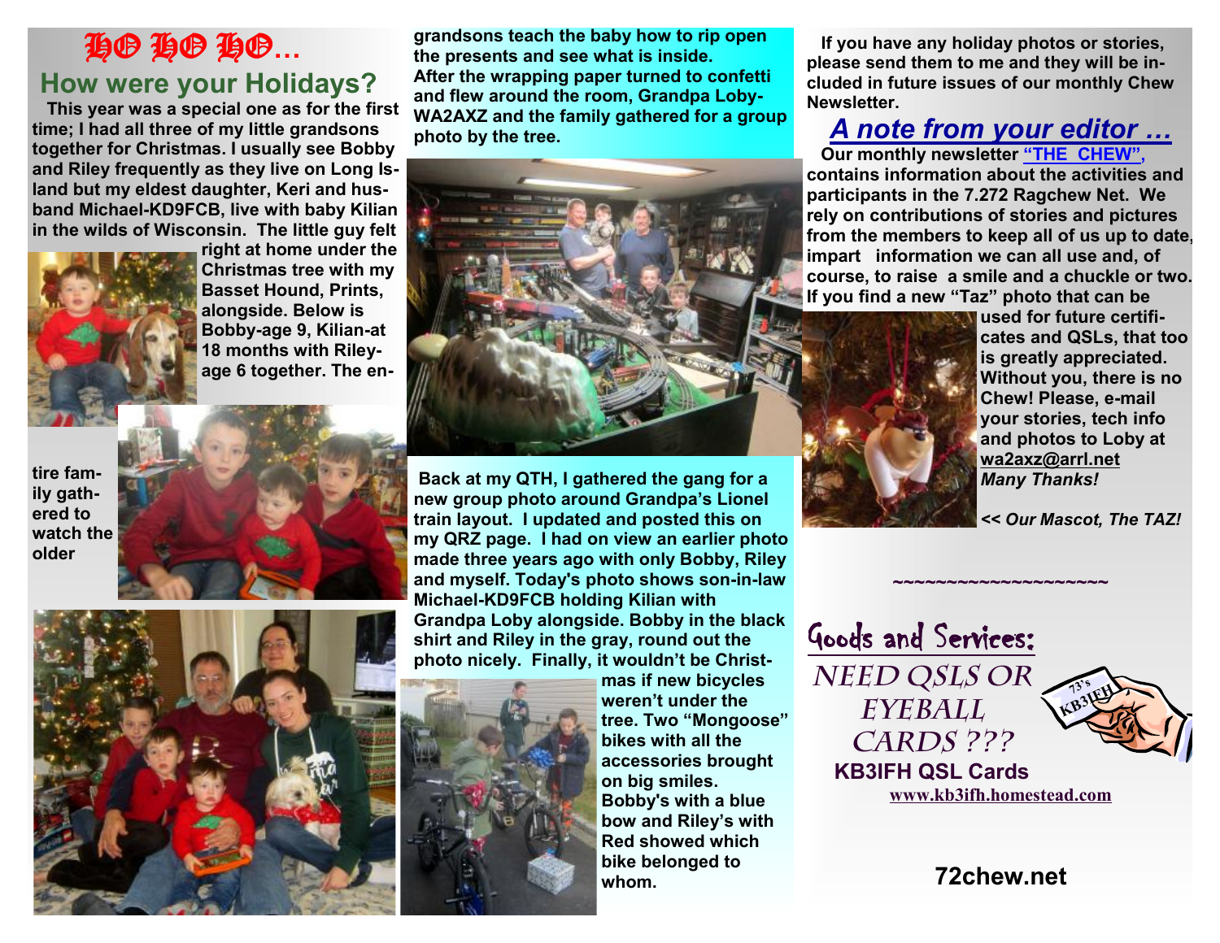# HO HO HO…

## How were your Holidays?

This year was a special one as for the first time; I had all three of my little grandsons together for Christmas. I usually see Bobby and Riley frequently as they live on Long Island but my eldest daughter, Keri and husband Michael-KD9FCB, live with baby Kilian in the wilds of Wisconsin. The little guy felt right at home under the Christmas tree with my Basset Hound, Prints, alongside. Below is Bobby-age 9, Kilian-at 18 months with Riley-age 6 together. The entire family gathered to watch the older grandsons teach the baby how to rip open the presents and see what is inside. After the wrapping paper turned to confetti and flew around the room, Grandpa Loby-WA2AXZ and the family gathered for a group photo by the tree.

Back at my QTH, I gathered the gang for a new group photo around Grandpa's Lionel train layout. I updated and posted this on my QRZ page. I had on view an earlier photo made three years ago with only Bobby, Riley and myself. Today's photo shows son-in-law Michael-KD9FCB holding Kilian with Grandpa Loby alongside. Bobby in the black shirt and Riley in the gray, round out the photo nicely. Finally, it wouldn't be Christmas if new bicycles weren't under the tree. Two "Mongoose" bikes with all the accessories brought on big smiles. Bobby's with a blue bow and Riley's with Red showed which bike belonged to whom.

If you have any holiday photos or stories, please send them to me and they will be included in future issues of our monthly Chew Newsletter.

## *A note from your editor …*

Our monthly newsletter **"THE CHEW"**, contains information about the activities and participants in the 7.272 Ragchew Net. We rely on contributions of stories and pictures from the members to keep all of us up to date, impart information we can all use and, of course, to raise a smile and a chuckle or two. If you find a new "Taz" photo that can be used for future certificates and QSLs, that too is greatly appreciated. Without you, there is no Chew! Please, e-mail your stories, tech info and photos to Loby at wa2axz@arrl.net

*Many Thanks!*

*<< Our Mascot, The TAZ!*

~~~~~~~~~~~~~~~~~~~~

## Goods and Services:

*NEED QSLS OR EYEBALL CARDS ???*

**KB3IFH QSL Cards**

www.kb3ifh.homestead.com

**72chew.net**